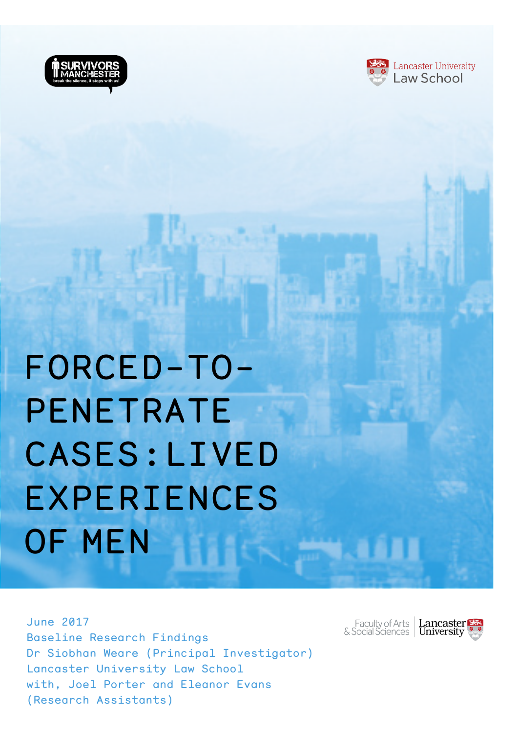SURVIVORS MANCHESTER
break the silence, it stops with us!

Lancaster University Law School

# FORCED-TO-PENETRATE CASES: LIVED EXPERIENCES OF MEN

June 2017
Baseline Research Findings
Dr Siobhan Weare (Principal Investigator)
Lancaster University Law School
with, Joel Porter and Eleanor Evans
(Research Assistants)

Faculty of Arts & Social Sciences
Lancaster University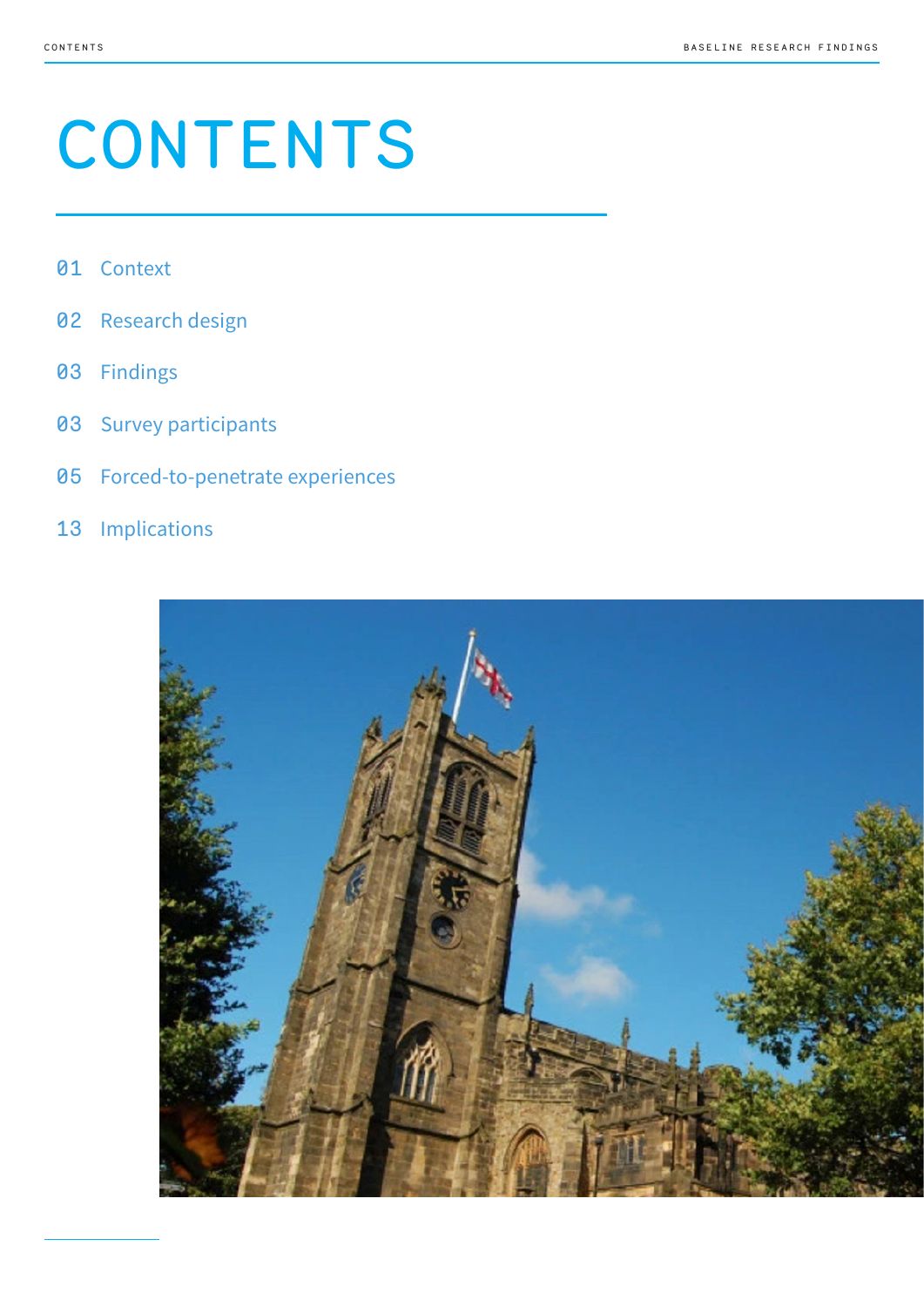# CONTENTS

01 Context

02 Research design

03 Findings

03 Survey participants

05 Forced-to-penetrate experiences

13 Implications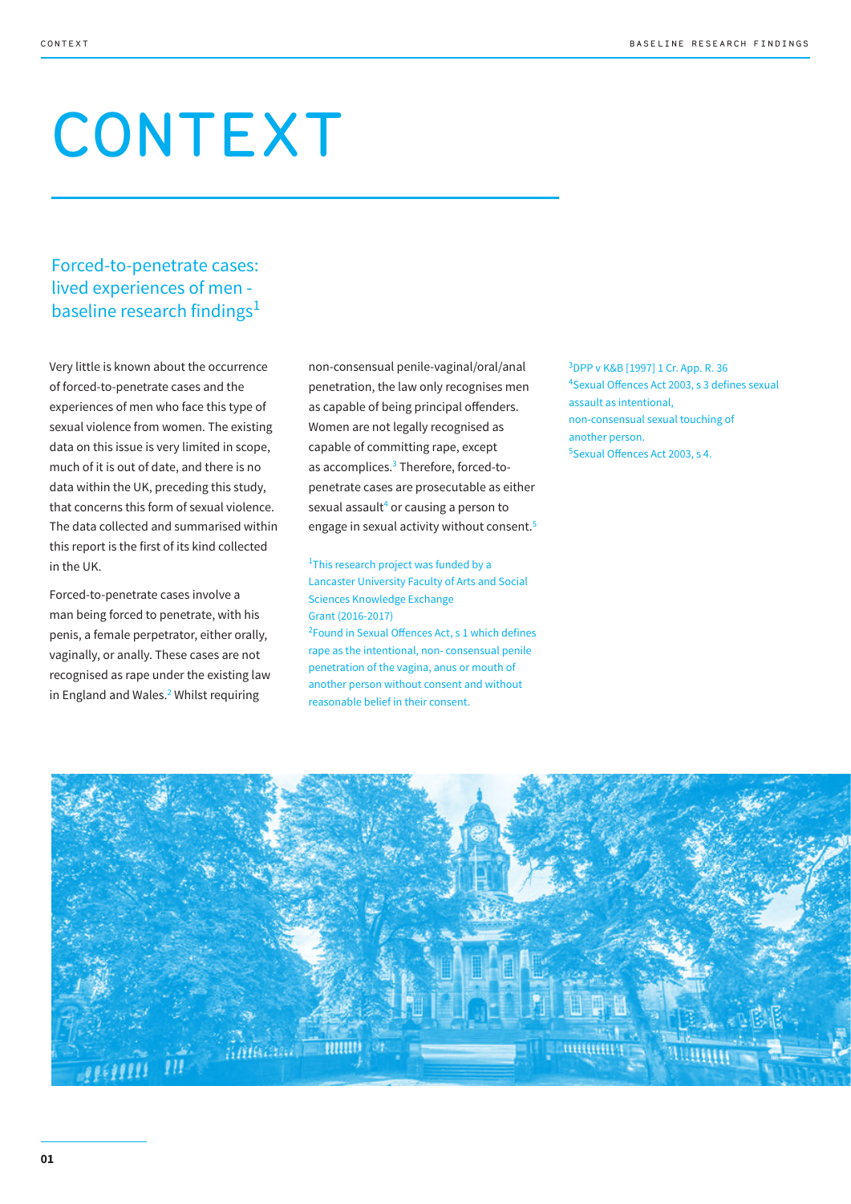# CONTEXT

## Forced-to-penetrate cases: lived experiences of men - baseline research findings[1]

Very little is known about the occurrence of forced-to-penetrate cases and the experiences of men who face this type of sexual violence from women. The existing data on this issue is very limited in scope, much of it is out of date, and there is no data within the UK, preceding this study, that concerns this form of sexual violence. The data collected and summarised within this report is the first of its kind collected in the UK.

Forced-to-penetrate cases involve a man being forced to penetrate, with his penis, a female perpetrator, either orally, vaginally, or anally. These cases are not recognised as rape under the existing law in England and Wales.[2] Whilst requiring non-consensual penile-vaginal/oral/anal penetration, the law only recognises men as capable of being principal offenders. Women are not legally recognised as capable of committing rape, except as accomplices.[3] Therefore, forced-to-penetrate cases are prosecutable as either sexual assault[4] or causing a person to engage in sexual activity without consent.[5]

[1]This research project was funded by a Lancaster University Faculty of Arts and Social Sciences Knowledge Exchange Grant (2016-2017)

[2]Found in Sexual Offences Act, s 1 which defines rape as the intentional, non- consensual penile penetration of the vagina, anus or mouth of another person without consent and without reasonable belief in their consent.

[3]DPP v K&B [1997] 1 Cr. App. R. 36

[4]Sexual Offences Act 2003, s 3 defines sexual assault as intentional, non-consensual sexual touching of another person.

[5]Sexual Offences Act 2003, s 4.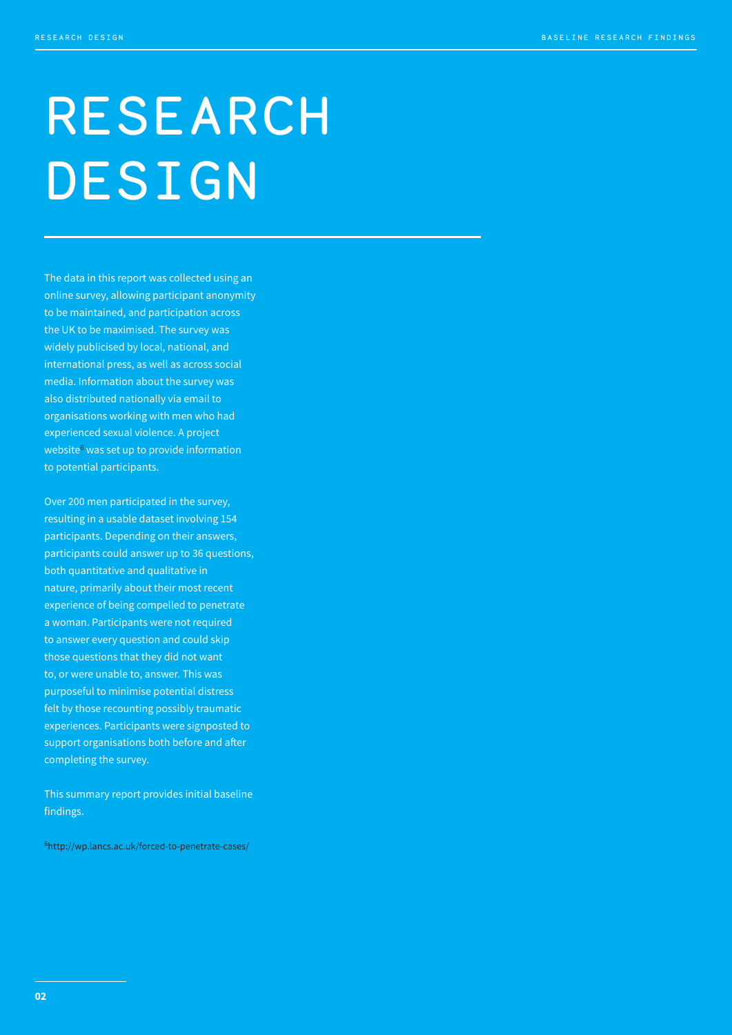# RESEARCH DESIGN

The data in this report was collected using an online survey, allowing participant anonymity to be maintained, and participation across the UK to be maximised. The survey was widely publicised by local, national, and international press, as well as across social media. Information about the survey was also distributed nationally via email to organisations working with men who had experienced sexual violence. A project website[6] was set up to provide information to potential participants.

Over 200 men participated in the survey, resulting in a usable dataset involving 154 participants. Depending on their answers, participants could answer up to 36 questions, both quantitative and qualitative in nature, primarily about their most recent experience of being compelled to penetrate a woman. Participants were not required to answer every question and could skip those questions that they did not want to, or were unable to, answer. This was purposeful to minimise potential distress felt by those recounting possibly traumatic experiences. Participants were signposted to support organisations both before and after completing the survey.

This summary report provides initial baseline findings.

[6] http://wp.lancs.ac.uk/forced-to-penetrate-cases/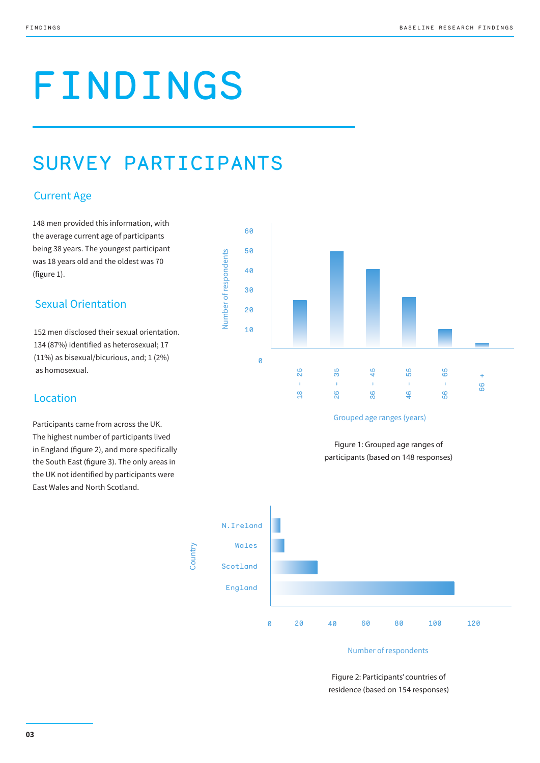# FINDINGS

## SURVEY PARTICIPANTS

### Current Age

148 men provided this information, with the average current age of participants being 38 years. The youngest participant was 18 years old and the oldest was 70 (figure 1).

### Sexual Orientation

152 men disclosed their sexual orientation. 134 (87%) identified as heterosexual; 17 (11%) as bisexual/bicurious, and; 1 (2%) as homosexual.

### Location

Participants came from across the UK. The highest number of participants lived in England (figure 2), and more specifically the South East (figure 3). The only areas in the UK not identified by participants were East Wales and North Scotland.

Figure 1: Grouped age ranges of participants (based on 148 responses)

Figure 2: Participants' countries of residence (based on 154 responses)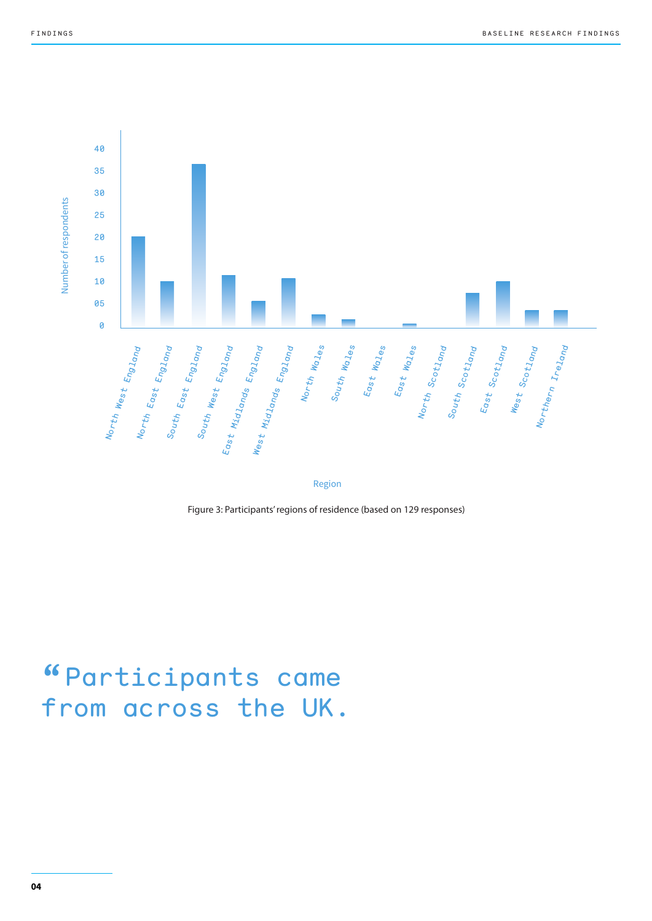Number of respondents

Region

Figure 3: Participants' regions of residence (based on 129 responses)

> "Participants came from across the UK.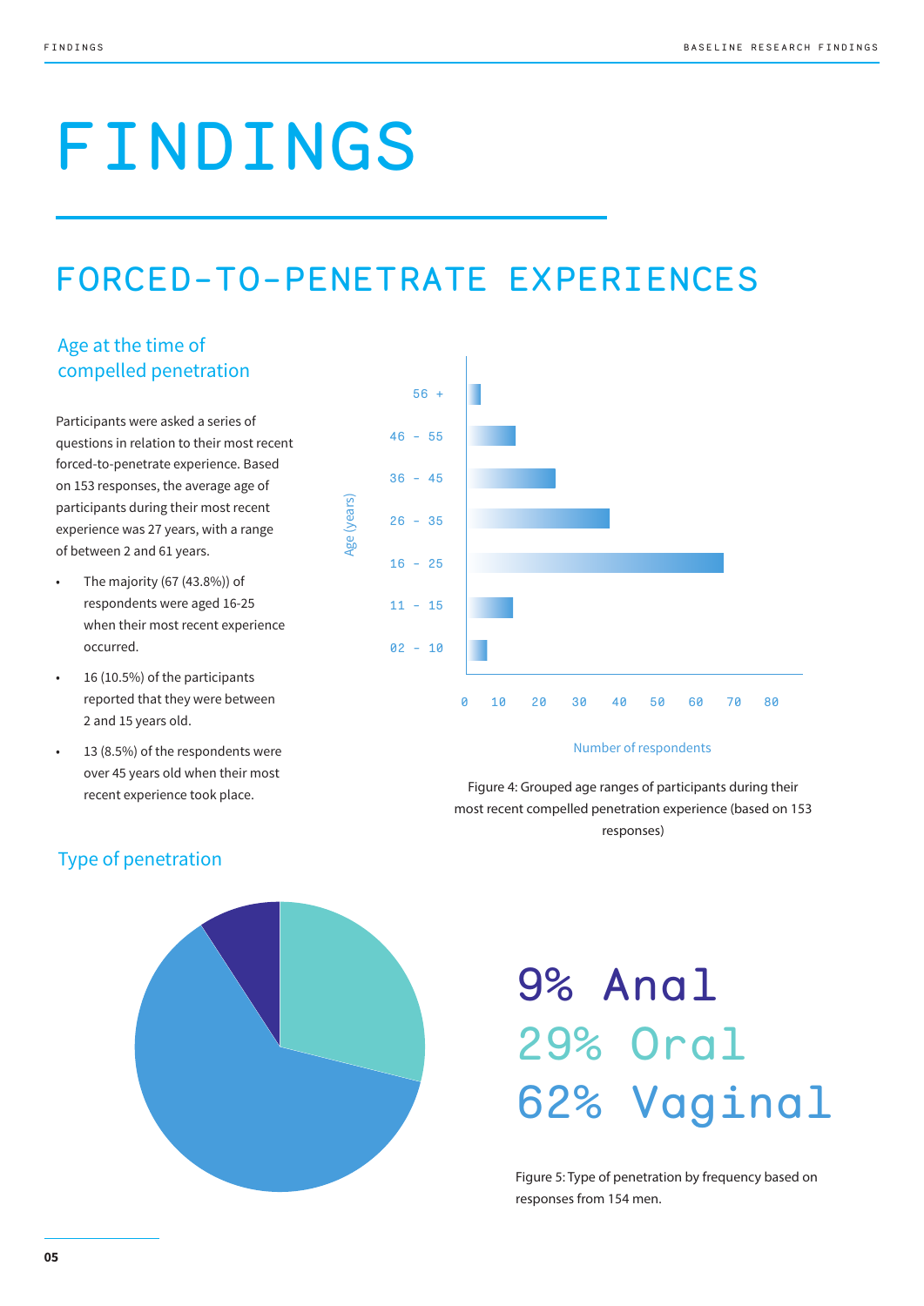# FINDINGS

## FORCED-TO-PENETRATE EXPERIENCES

### Age at the time of compelled penetration

Participants were asked a series of questions in relation to their most recent forced-to-penetrate experience. Based on 153 responses, the average age of participants during their most recent experience was 27 years, with a range of between 2 and 61 years.

- The majority (67 (43.8%)) of respondents were aged 16-25 when their most recent experience occurred.
- 16 (10.5%) of the participants reported that they were between 2 and 15 years old.
- 13 (8.5%) of the respondents were over 45 years old when their most recent experience took place.

Figure 4: Grouped age ranges of participants during their most recent compelled penetration experience (based on 153 responses)

### Type of penetration

9% Anal
29% Oral
62% Vaginal

Figure 5: Type of penetration by frequency based on responses from 154 men.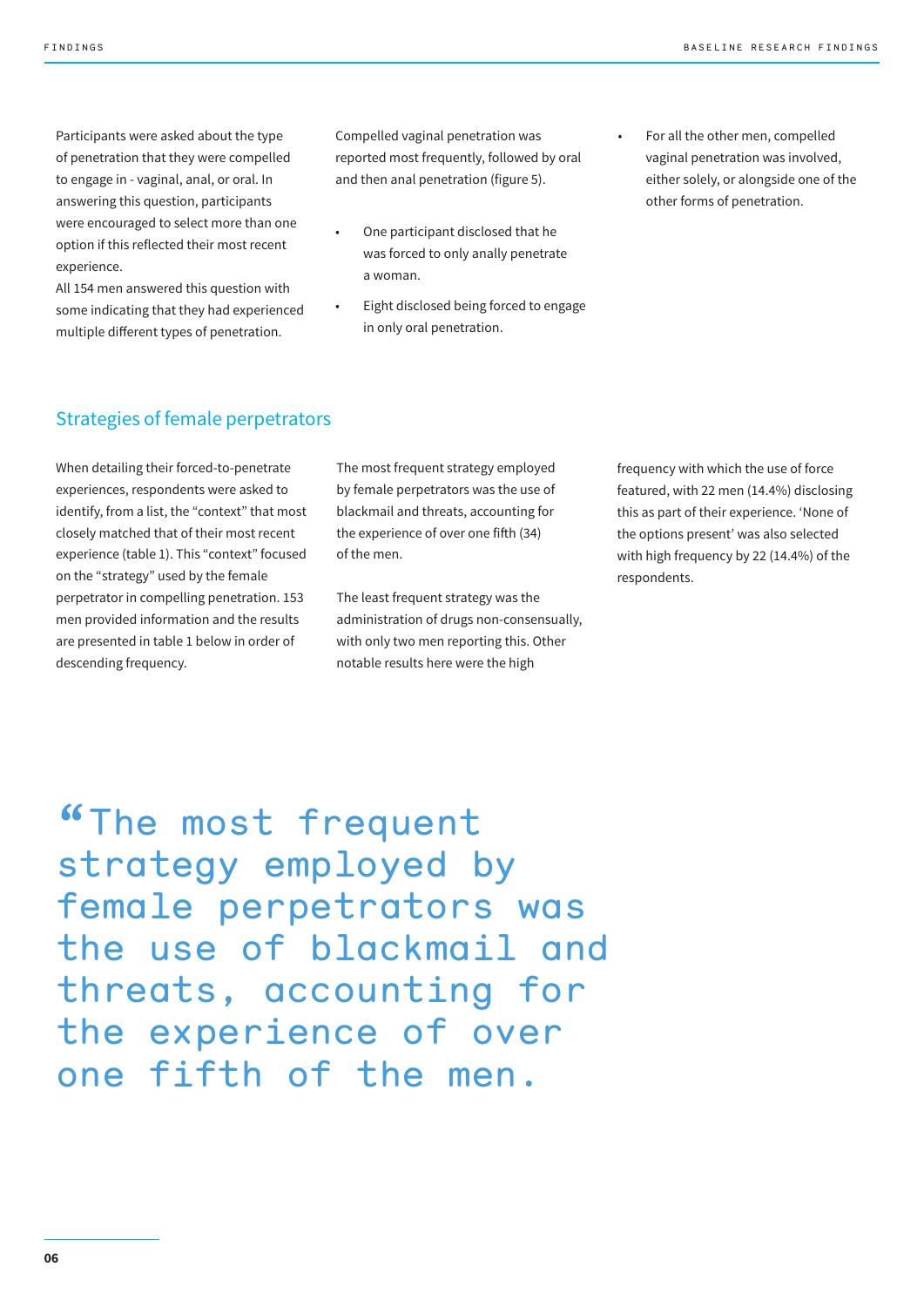Participants were asked about the type of penetration that they were compelled to engage in - vaginal, anal, or oral. In answering this question, participants were encouraged to select more than one option if this reflected their most recent experience.

All 154 men answered this question with some indicating that they had experienced multiple different types of penetration.

Compelled vaginal penetration was reported most frequently, followed by oral and then anal penetration (figure 5).

- One participant disclosed that he was forced to only anally penetrate a woman.
- Eight disclosed being forced to engage in only oral penetration.
- For all the other men, compelled vaginal penetration was involved, either solely, or alongside one of the other forms of penetration.

## Strategies of female perpetrators

When detailing their forced-to-penetrate experiences, respondents were asked to identify, from a list, the "context" that most closely matched that of their most recent experience (table 1). This "context" focused on the "strategy" used by the female perpetrator in compelling penetration. 153 men provided information and the results are presented in table 1 below in order of descending frequency.

The most frequent strategy employed by female perpetrators was the use of blackmail and threats, accounting for the experience of over one fifth (34) of the men.

The least frequent strategy was the administration of drugs non-consensually, with only two men reporting this. Other notable results here were the high frequency with which the use of force featured, with 22 men (14.4%) disclosing this as part of their experience. 'None of the options present' was also selected with high frequency by 22 (14.4%) of the respondents.

> "The most frequent strategy employed by female perpetrators was the use of blackmail and threats, accounting for the experience of over one fifth of the men.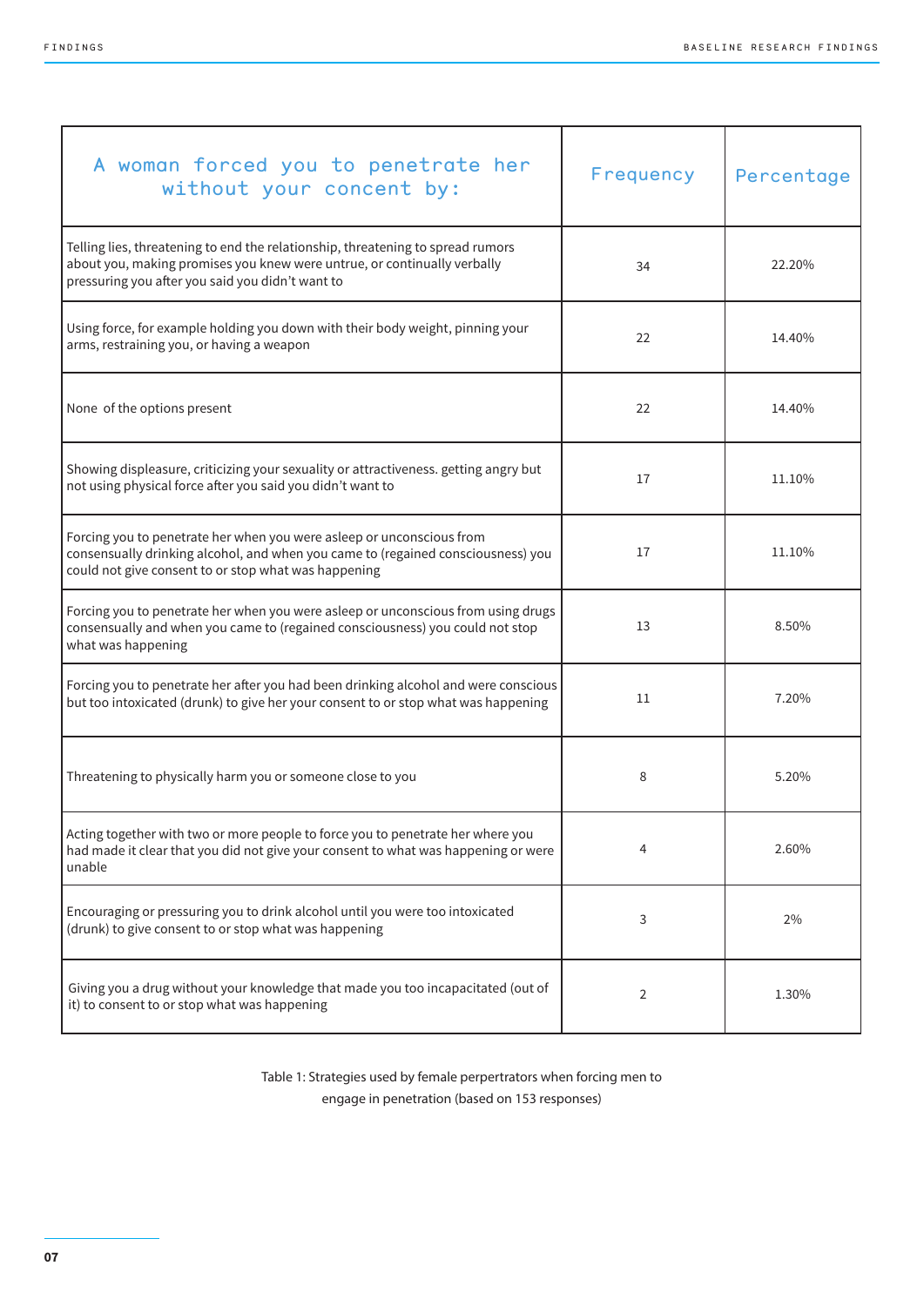| A woman forced you to penetrate her without your concent by: | Frequency | Percentage |
| --- | --- | --- |
| Telling lies, threatening to end the relationship, threatening to spread rumors about you, making promises you knew were untrue, or continually verbally pressuring you after you said you didn't want to | 34 | 22.20% |
| Using force, for example holding you down with their body weight, pinning your arms, restraining you, or having a weapon | 22 | 14.40% |
| None of the options present | 22 | 14.40% |
| Showing displeasure, criticizing your sexuality or attractiveness. getting angry but not using physical force after you said you didn't want to | 17 | 11.10% |
| Forcing you to penetrate her when you were asleep or unconscious from consensually drinking alcohol, and when you came to (regained consciousness) you could not give consent to or stop what was happening | 17 | 11.10% |
| Forcing you to penetrate her when you were asleep or unconscious from using drugs consensually and when you came to (regained consciousness) you could not stop what was happening | 13 | 8.50% |
| Forcing you to penetrate her after you had been drinking alcohol and were conscious but too intoxicated (drunk) to give her your consent to or stop what was happening | 11 | 7.20% |
| Threatening to physically harm you or someone close to you | 8 | 5.20% |
| Acting together with two or more people to force you to penetrate her where you had made it clear that you did not give your consent to what was happening or were unable | 4 | 2.60% |
| Encouraging or pressuring you to drink alcohol until you were too intoxicated (drunk) to give consent to or stop what was happening | 3 | 2% |
| Giving you a drug without your knowledge that made you too incapacitated (out of it) to consent to or stop what was happening | 2 | 1.30% |

Table 1: Strategies used by female perpertrators when forcing men to engage in penetration (based on 153 responses)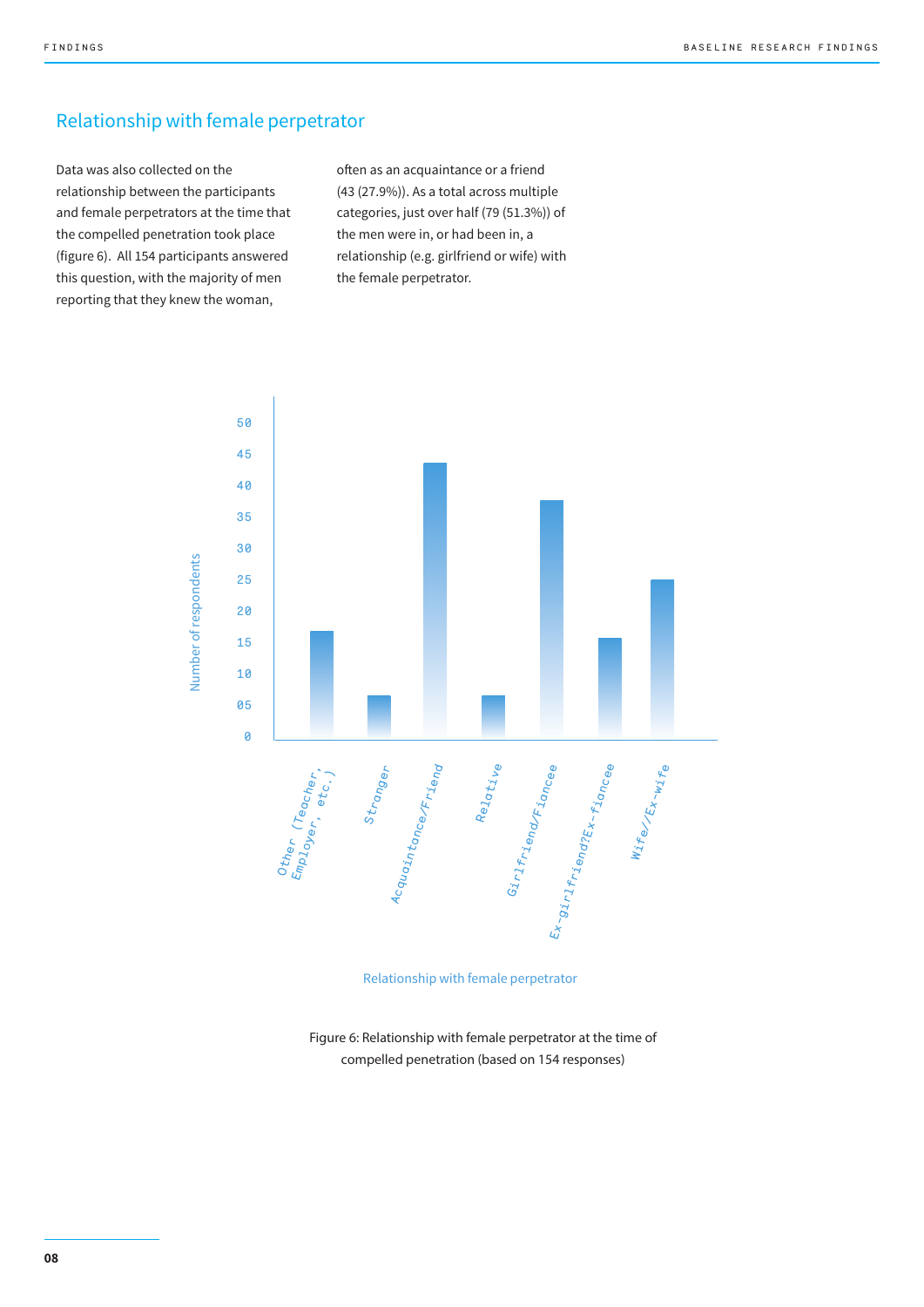## Relationship with female perpetrator

Data was also collected on the relationship between the participants and female perpetrators at the time that the compelled penetration took place (figure 6). All 154 participants answered this question, with the majority of men reporting that they knew the woman, often as an acquaintance or a friend (43 (27.9%)). As a total across multiple categories, just over half (79 (51.3%)) of the men were in, or had been in, a relationship (e.g. girlfriend or wife) with the female perpetrator.

Figure 6: Relationship with female perpetrator at the time of compelled penetration (based on 154 responses)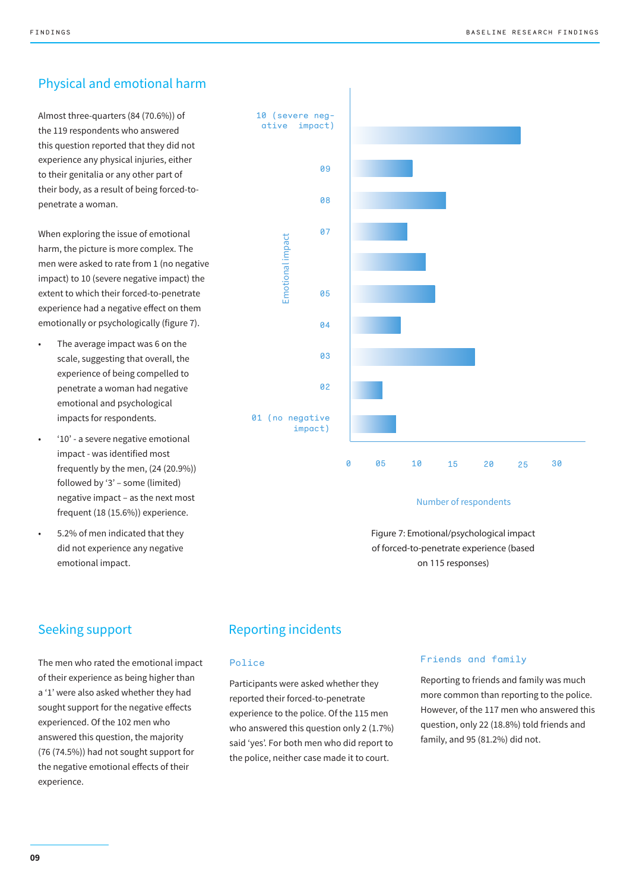## Physical and emotional harm

Almost three-quarters (84 (70.6%)) of the 119 respondents who answered this question reported that they did not experience any physical injuries, either to their genitalia or any other part of their body, as a result of being forced-to-penetrate a woman.

When exploring the issue of emotional harm, the picture is more complex. The men were asked to rate from 1 (no negative impact) to 10 (severe negative impact) the extent to which their forced-to-penetrate experience had a negative effect on them emotionally or psychologically (figure 7).

- The average impact was 6 on the scale, suggesting that overall, the experience of being compelled to penetrate a woman had negative emotional and psychological impacts for respondents.
- '10' - a severe negative emotional impact - was identified most frequently by the men, (24 (20.9%)) followed by '3' – some (limited) negative impact – as the next most frequent (18 (15.6%)) experience.
- 5.2% of men indicated that they did not experience any negative emotional impact.

Figure 7: Emotional/psychological impact of forced-to-penetrate experience (based on 115 responses)

## Seeking support

The men who rated the emotional impact of their experience as being higher than a '1' were also asked whether they had sought support for the negative effects experienced. Of the 102 men who answered this question, the majority (76 (74.5%)) had not sought support for the negative emotional effects of their experience.

## Reporting incidents

### Police

Participants were asked whether they reported their forced-to-penetrate experience to the police. Of the 115 men who answered this question only 2 (1.7%) said 'yes'. For both men who did report to the police, neither case made it to court.

### Friends and family

Reporting to friends and family was much more common than reporting to the police. However, of the 117 men who answered this question, only 22 (18.8%) told friends and family, and 95 (81.2%) did not.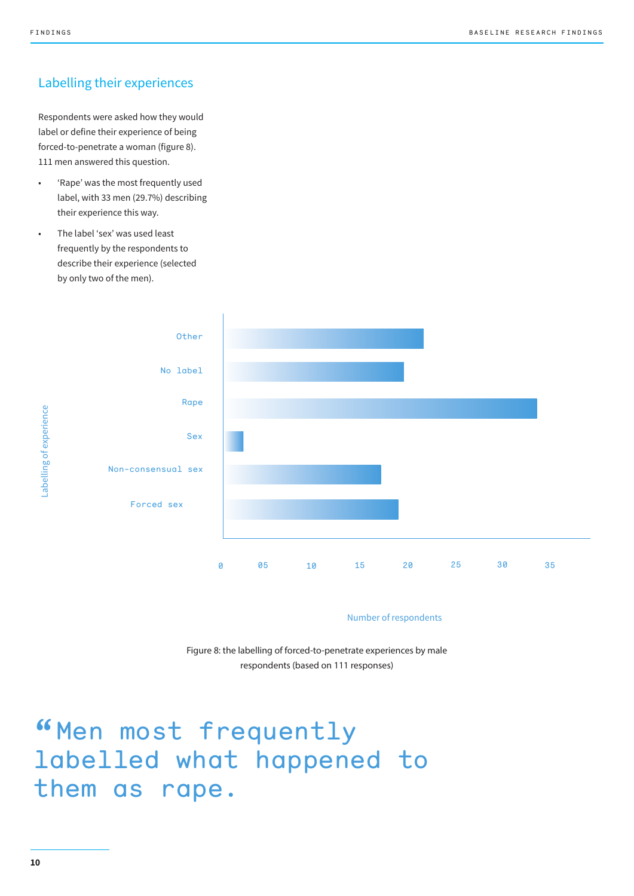## Labelling their experiences

Respondents were asked how they would label or define their experience of being forced-to-penetrate a woman (figure 8). 111 men answered this question.

- 'Rape' was the most frequently used label, with 33 men (29.7%) describing their experience this way.
- The label 'sex' was used least frequently by the respondents to describe their experience (selected by only two of the men).

Labelling of experience

Other

No label

Rape

Sex

Non-consensual sex

Forced sex

0 05 10 15 20 25 30 35

Number of respondents

Figure 8: the labelling of forced-to-penetrate experiences by male respondents (based on 111 responses)

> "Men most frequently labelled what happened to them as rape.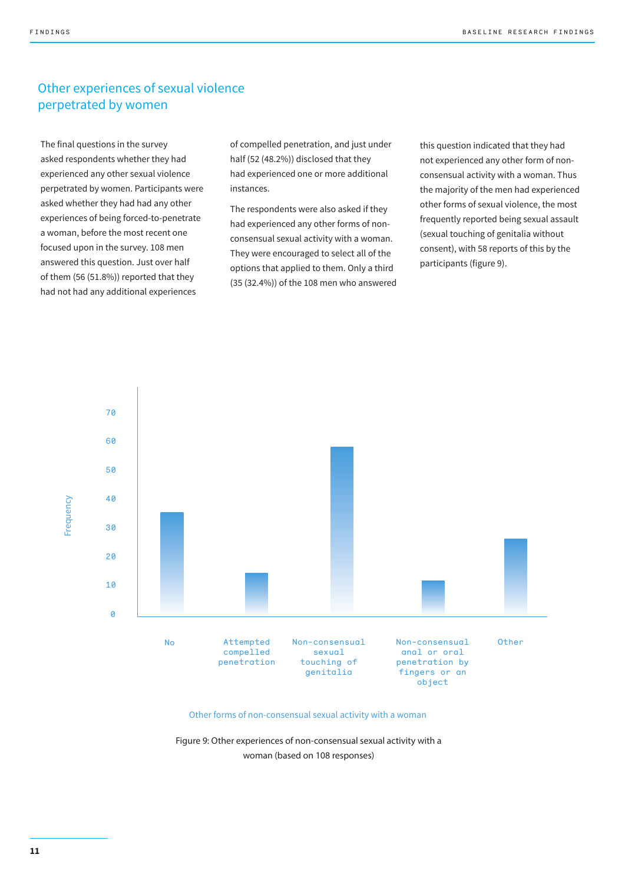## Other experiences of sexual violence perpetrated by women

The final questions in the survey asked respondents whether they had experienced any other sexual violence perpetrated by women. Participants were asked whether they had had any other experiences of being forced-to-penetrate a woman, before the most recent one focused upon in the survey. 108 men answered this question. Just over half of them (56 (51.8%)) reported that they had not had any additional experiences of compelled penetration, and just under half (52 (48.2%)) disclosed that they had experienced one or more additional instances.

The respondents were also asked if they had experienced any other forms of non-consensual sexual activity with a woman. They were encouraged to select all of the options that applied to them. Only a third (35 (32.4%)) of the 108 men who answered this question indicated that they had not experienced any other form of non-consensual activity with a woman. Thus the majority of the men had experienced other forms of sexual violence, the most frequently reported being sexual assault (sexual touching of genitalia without consent), with 58 reports of this by the participants (figure 9).

Figure 9: Other experiences of non-consensual sexual activity with a woman (based on 108 responses)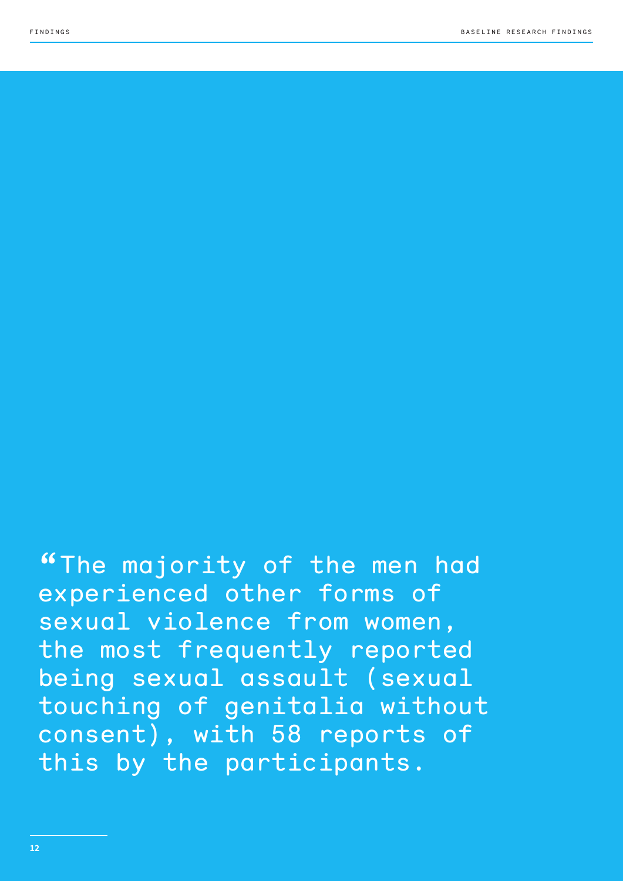"The majority of the men had experienced other forms of sexual violence from women, the most frequently reported being sexual assault (sexual touching of genitalia without consent), with 58 reports of this by the participants.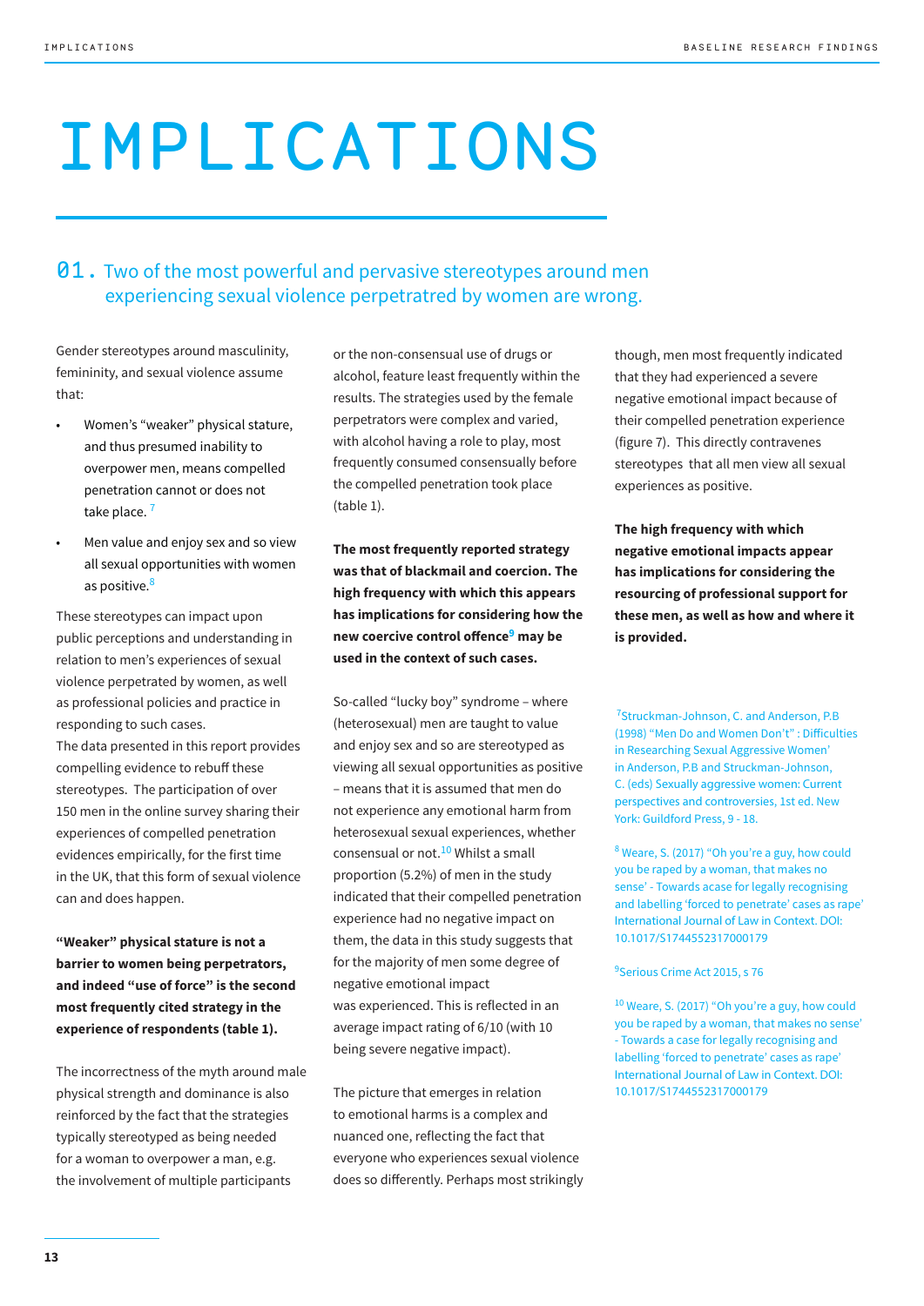# IMPLICATIONS

## 01. Two of the most powerful and pervasive stereotypes around men experiencing sexual violence perpetratred by women are wrong.

Gender stereotypes around masculinity, femininity, and sexual violence assume that:

- Women's "weaker" physical stature, and thus presumed inability to overpower men, means compelled penetration cannot or does not take place. [7]
- Men value and enjoy sex and so view all sexual opportunities with women as positive.[8]

These stereotypes can impact upon public perceptions and understanding in relation to men's experiences of sexual violence perpetrated by women, as well as professional policies and practice in responding to such cases.
The data presented in this report provides compelling evidence to rebuff these stereotypes. The participation of over 150 men in the online survey sharing their experiences of compelled penetration evidences empirically, for the first time in the UK, that this form of sexual violence can and does happen.

**"Weaker" physical stature is not a barrier to women being perpetrators, and indeed "use of force" is the second most frequently cited strategy in the experience of respondents (table 1).**

The incorrectness of the myth around male physical strength and dominance is also reinforced by the fact that the strategies typically stereotyped as being needed for a woman to overpower a man, e.g. the involvement of multiple participants or the non-consensual use of drugs or alcohol, feature least frequently within the results. The strategies used by the female perpetrators were complex and varied, with alcohol having a role to play, most frequently consumed consensually before the compelled penetration took place (table 1).

**The most frequently reported strategy was that of blackmail and coercion. The high frequency with which this appears has implications for considering how the new coercive control offence[9] may be used in the context of such cases.**

So-called "lucky boy" syndrome – where (heterosexual) men are taught to value and enjoy sex and so are stereotyped as viewing all sexual opportunities as positive – means that it is assumed that men do not experience any emotional harm from heterosexual sexual experiences, whether consensual or not.[10] Whilst a small proportion (5.2%) of men in the study indicated that their compelled penetration experience had no negative impact on them, the data in this study suggests that for the majority of men some degree of negative emotional impact was experienced. This is reflected in an average impact rating of 6/10 (with 10 being severe negative impact).

The picture that emerges in relation to emotional harms is a complex and nuanced one, reflecting the fact that everyone who experiences sexual violence does so differently. Perhaps most strikingly though, men most frequently indicated that they had experienced a severe negative emotional impact because of their compelled penetration experience (figure 7). This directly contravenes stereotypes that all men view all sexual experiences as positive.

**The high frequency with which negative emotional impacts appear has implications for considering the resourcing of professional support for these men, as well as how and where it is provided.**

[7] Struckman-Johnson, C. and Anderson, P.B (1998) "Men Do and Women Don't" : Difficulties in Researching Sexual Aggressive Women' in Anderson, P.B and Struckman-Johnson, C. (eds) Sexually aggressive women: Current perspectives and controversies, 1st ed. New York: Guildford Press, 9 - 18.

[8] Weare, S. (2017) "Oh you're a guy, how could you be raped by a woman, that makes no sense' - Towards acase for legally recognising and labelling 'forced to penetrate' cases as rape' International Journal of Law in Context. DOI: 10.1017/S1744552317000179

[9] Serious Crime Act 2015, s 76

[10] Weare, S. (2017) "Oh you're a guy, how could you be raped by a woman, that makes no sense' - Towards a case for legally recognising and labelling 'forced to penetrate' cases as rape' International Journal of Law in Context. DOI: 10.1017/S1744552317000179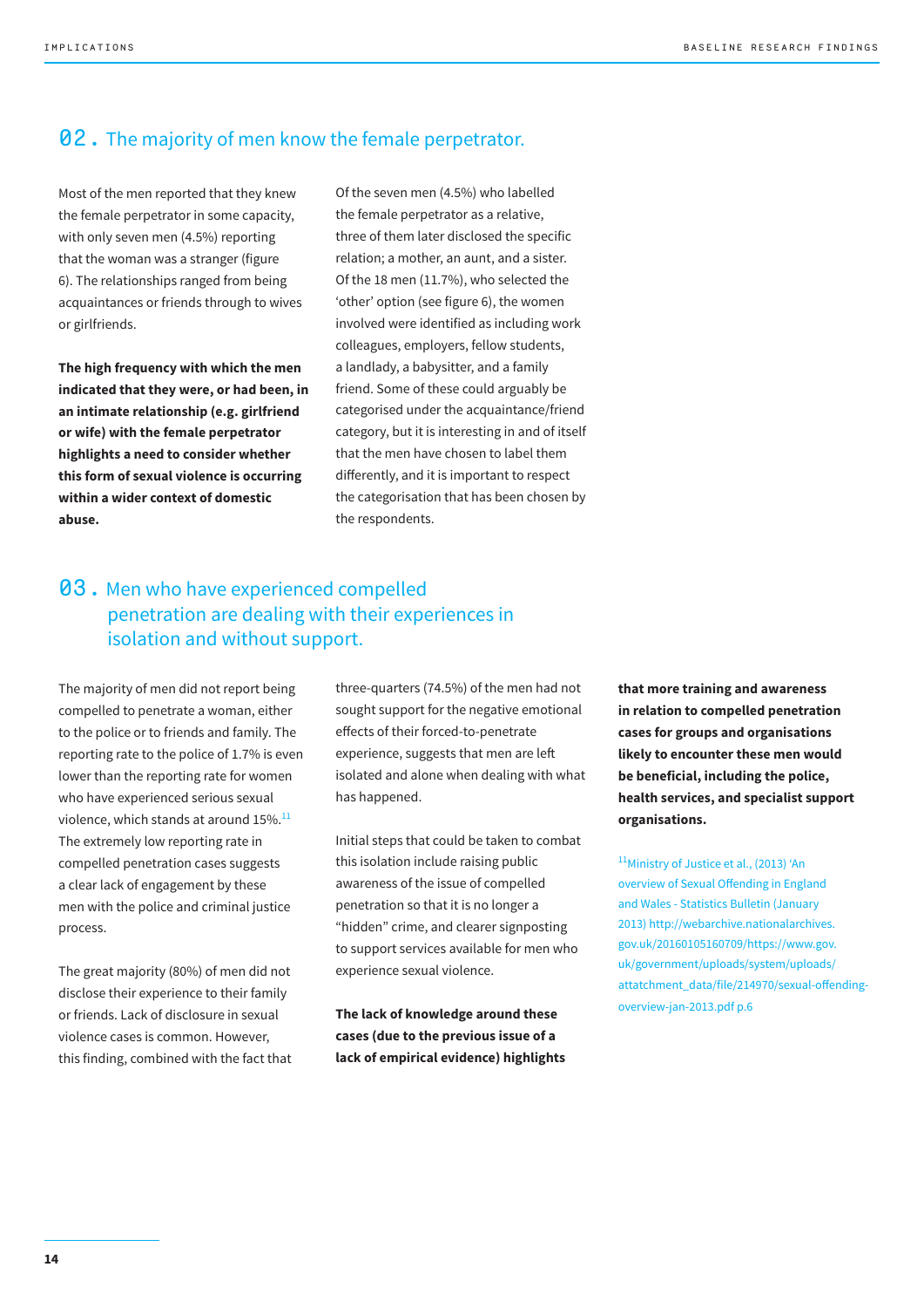## 02. The majority of men know the female perpetrator.

Most of the men reported that they knew the female perpetrator in some capacity, with only seven men (4.5%) reporting that the woman was a stranger (figure 6). The relationships ranged from being acquaintances or friends through to wives or girlfriends.

**The high frequency with which the men indicated that they were, or had been, in an intimate relationship (e.g. girlfriend or wife) with the female perpetrator highlights a need to consider whether this form of sexual violence is occurring within a wider context of domestic abuse.**

Of the seven men (4.5%) who labelled the female perpetrator as a relative, three of them later disclosed the specific relation; a mother, an aunt, and a sister. Of the 18 men (11.7%), who selected the 'other' option (see figure 6), the women involved were identified as including work colleagues, employers, fellow students, a landlady, a babysitter, and a family friend. Some of these could arguably be categorised under the acquaintance/friend category, but it is interesting in and of itself that the men have chosen to label them differently, and it is important to respect the categorisation that has been chosen by the respondents.

## 03. Men who have experienced compelled penetration are dealing with their experiences in isolation and without support.

The majority of men did not report being compelled to penetrate a woman, either to the police or to friends and family. The reporting rate to the police of 1.7% is even lower than the reporting rate for women who have experienced serious sexual violence, which stands at around 15%.[11] The extremely low reporting rate in compelled penetration cases suggests a clear lack of engagement by these men with the police and criminal justice process.

The great majority (80%) of men did not disclose their experience to their family or friends. Lack of disclosure in sexual violence cases is common. However, this finding, combined with the fact that three-quarters (74.5%) of the men had not sought support for the negative emotional effects of their forced-to-penetrate experience, suggests that men are left isolated and alone when dealing with what has happened.

Initial steps that could be taken to combat this isolation include raising public awareness of the issue of compelled penetration so that it is no longer a "hidden" crime, and clearer signposting to support services available for men who experience sexual violence.

**The lack of knowledge around these cases (due to the previous issue of a lack of empirical evidence) highlights that more training and awareness in relation to compelled penetration cases for groups and organisations likely to encounter these men would be beneficial, including the police, health services, and specialist support organisations.**

[11] Ministry of Justice et al., (2013) 'An overview of Sexual Offending in England and Wales - Statistics Bulletin (January 2013) http://webarchive.nationalarchives.gov.uk/20160105160709/https://www.gov.uk/government/uploads/system/uploads/attatchment_data/file/214970/sexual-offending-overview-jan-2013.pdf p.6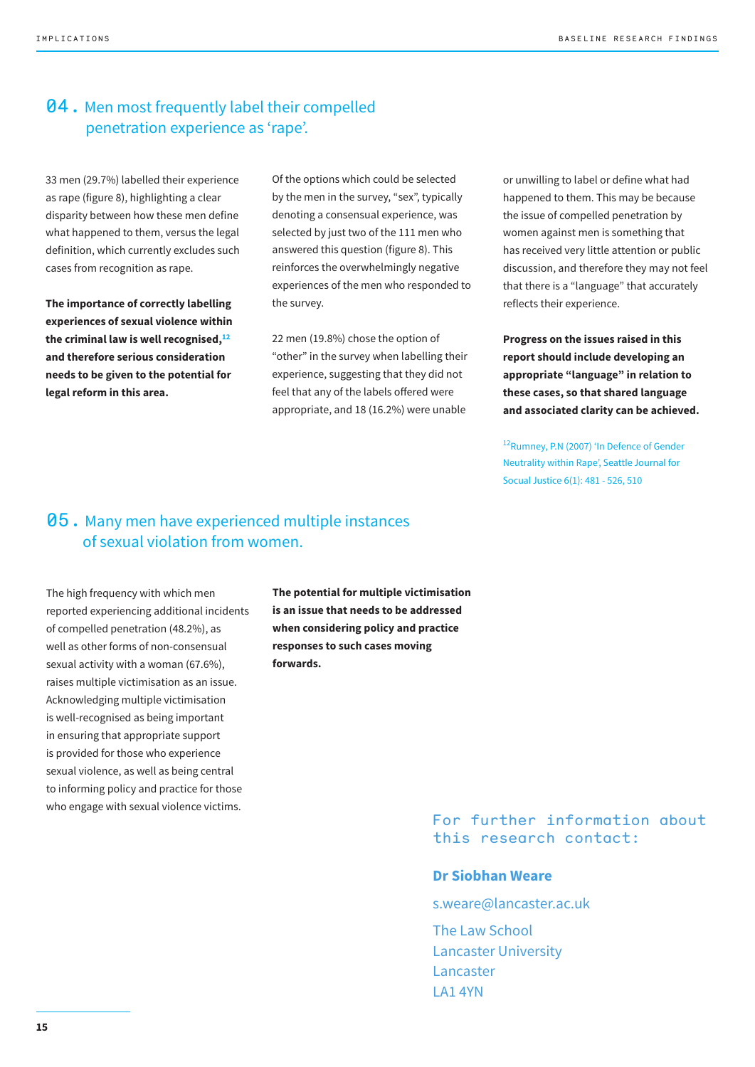## 04. Men most frequently label their compelled penetration experience as 'rape'.

33 men (29.7%) labelled their experience as rape (figure 8), highlighting a clear disparity between how these men define what happened to them, versus the legal definition, which currently excludes such cases from recognition as rape.

**The importance of correctly labelling experiences of sexual violence within the criminal law is well recognised,[12] and therefore serious consideration needs to be given to the potential for legal reform in this area.**

Of the options which could be selected by the men in the survey, "sex", typically denoting a consensual experience, was selected by just two of the 111 men who answered this question (figure 8). This reinforces the overwhelmingly negative experiences of the men who responded to the survey.

22 men (19.8%) chose the option of "other" in the survey when labelling their experience, suggesting that they did not feel that any of the labels offered were appropriate, and 18 (16.2%) were unable or unwilling to label or define what had happened to them. This may be because the issue of compelled penetration by women against men is something that has received very little attention or public discussion, and therefore they may not feel that there is a "language" that accurately reflects their experience.

**Progress on the issues raised in this report should include developing an appropriate "language" in relation to these cases, so that shared language and associated clarity can be achieved.**

[12] Rumney, P.N (2007) 'In Defence of Gender Neutrality within Rape', Seattle Journal for Socual Justice 6(1): 481 - 526, 510

## 05. Many men have experienced multiple instances of sexual violation from women.

The high frequency with which men reported experiencing additional incidents of compelled penetration (48.2%), as well as other forms of non-consensual sexual activity with a woman (67.6%), raises multiple victimisation as an issue. Acknowledging multiple victimisation is well-recognised as being important in ensuring that appropriate support is provided for those who experience sexual violence, as well as being central to informing policy and practice for those who engage with sexual violence victims.

**The potential for multiple victimisation is an issue that needs to be addressed when considering policy and practice responses to such cases moving forwards.**

For further information about this research contact:

**Dr Siobhan Weare**

s.weare@lancaster.ac.uk

The Law School
Lancaster University
Lancaster
LA1 4YN